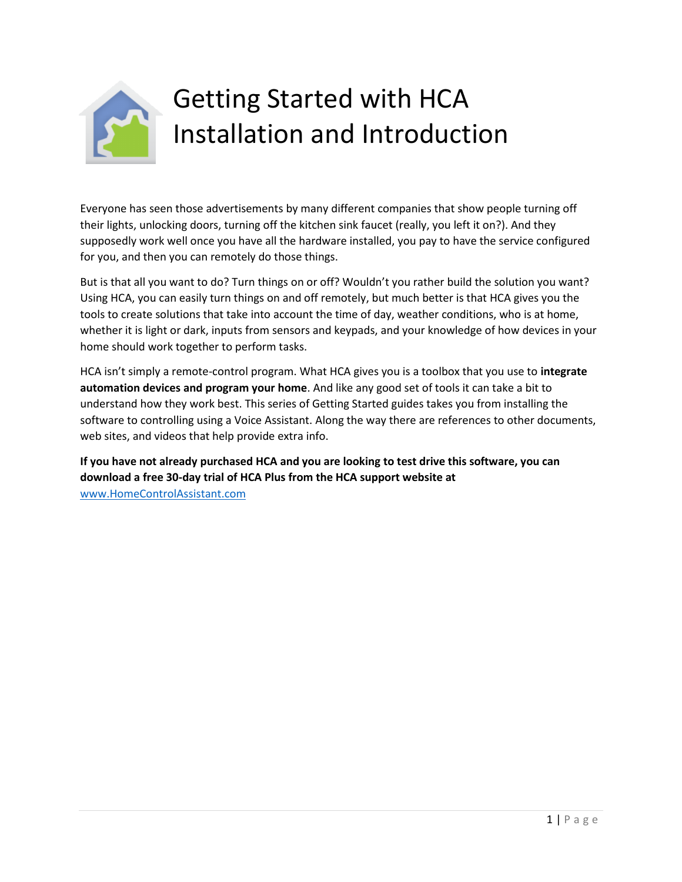# Getting Started with HCA Installation and Introduction

Everyone has seen those advertisements by many different companies that show people turning off their lights, unlocking doors, turning off the kitchen sink faucet (really, you left it on?). And they supposedly work well once you have all the hardware installed, you pay to have the service configured for you, and then you can remotely do those things.

But is that all you want to do? Turn things on or off? Wouldn't you rather build the solution you want? Using HCA, you can easily turn things on and off remotely, but much better is that HCA gives you the tools to create solutions that take into account the time of day, weather conditions, who is at home, whether it is light or dark, inputs from sensors and keypads, and your knowledge of how devices in your home should work together to perform tasks.

HCA isn't simply a remote-control program. What HCA gives you is a toolbox that you use to **integrate automation devices and program your home**. And like any good set of tools it can take a bit to understand how they work best. This series of Getting Started guides takes you from installing the software to controlling using a Voice Assistant. Along the way there are references to other documents, web sites, and videos that help provide extra info.

**If you have not already purchased HCA and you are looking to test drive this software, you can download a free 30-day trial of HCA Plus from the HCA support website at** [www.HomeControlAssistant.com](http://www.HomeControlAssistant.com)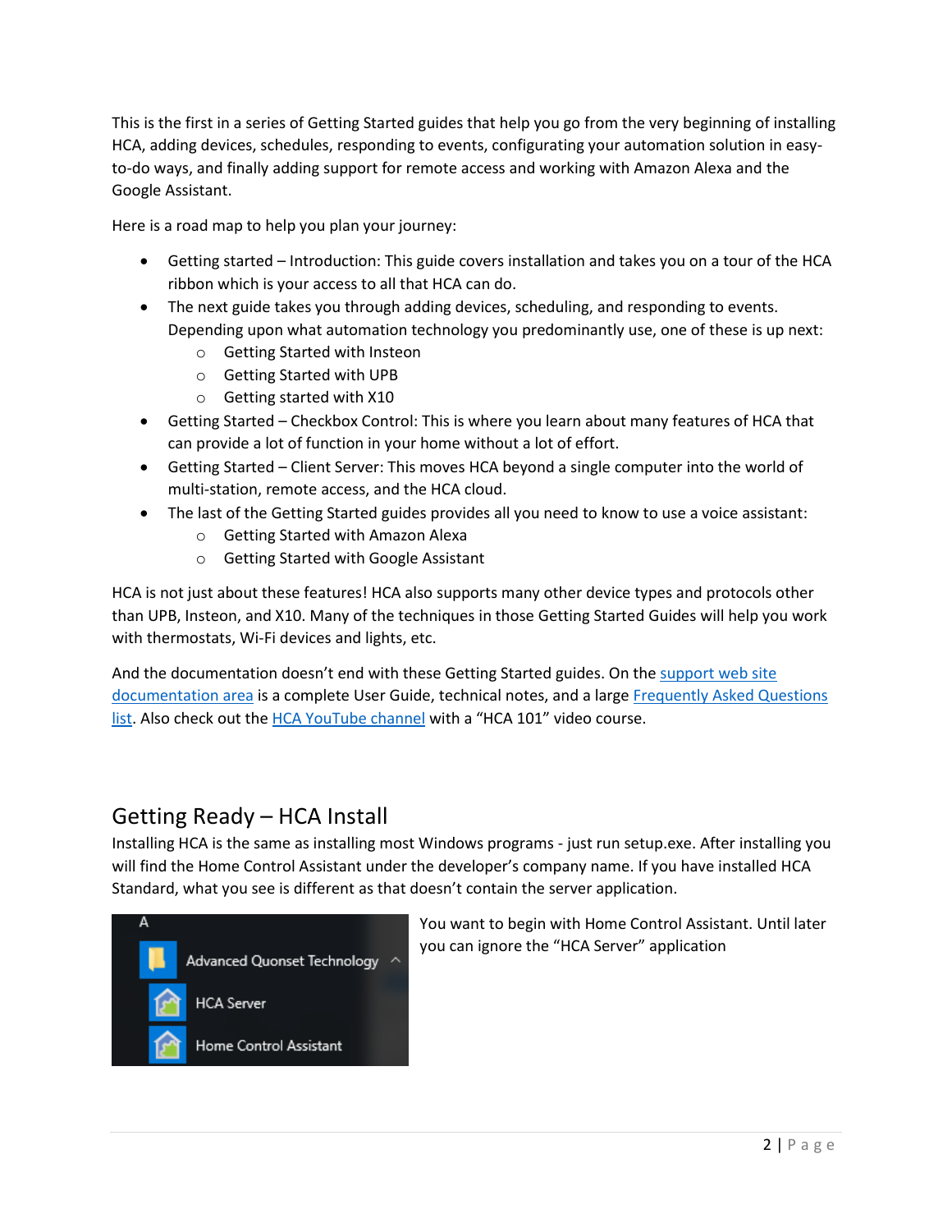This is the first in a series of Getting Started guides that help you go from the very beginning of installing HCA, adding devices, schedules, responding to events, configurating your automation solution in easy-to-do ways, and finally adding support for remote access and working with Amazon Alexa and the Google Assistant.

Here is a road map to help you plan your journey:

- Getting started – Introduction: This guide covers installation and takes you on a tour of the HCA ribbon which is your access to all that HCA can do.
- The next guide takes you through adding devices, scheduling, and responding to events. Depending upon what automation technology you predominantly use, one of these is up next:
  - Getting Started with Insteon
  - Getting Started with UPB
  - Getting started with X10
- Getting Started – Checkbox Control: This is where you learn about many features of HCA that can provide a lot of function in your home without a lot of effort.
- Getting Started – Client Server: This moves HCA beyond a single computer into the world of multi-station, remote access, and the HCA cloud.
- The last of the Getting Started guides provides all you need to know to use a voice assistant:
  - Getting Started with Amazon Alexa
  - Getting Started with Google Assistant

HCA is not just about these features! HCA also supports many other device types and protocols other than UPB, Insteon, and X10. Many of the techniques in those Getting Started Guides will help you work with thermostats, Wi-Fi devices and lights, etc.

And the documentation doesn't end with these Getting Started guides. On the support web site documentation area is a complete User Guide, technical notes, and a large Frequently Asked Questions list. Also check out the HCA YouTube channel with a "HCA 101" video course.

## Getting Ready – HCA Install

Installing HCA is the same as installing most Windows programs - just run setup.exe. After installing you will find the Home Control Assistant under the developer's company name. If you have installed HCA Standard, what you see is different as that doesn't contain the server application.

A
Advanced Quonset Technology
HCA Server
Home Control Assistant

You want to begin with Home Control Assistant. Until later you can ignore the "HCA Server" application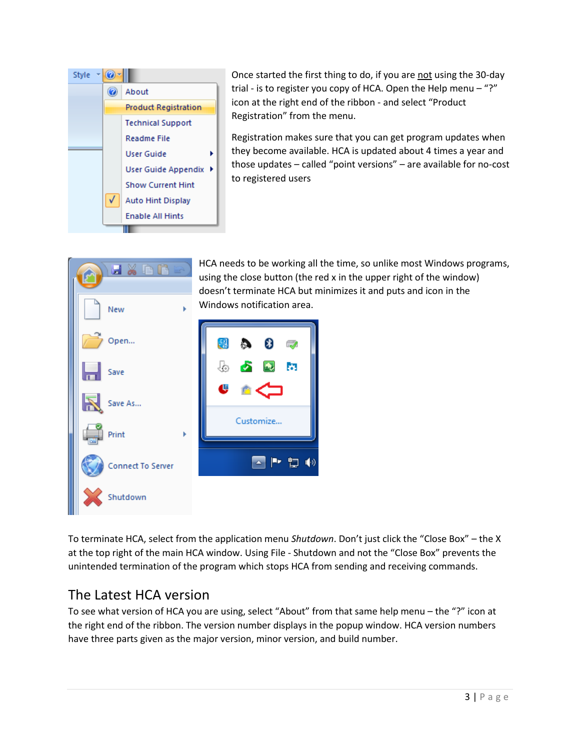Once started the first thing to do, if you are not using the 30-day trial - is to register you copy of HCA. Open the Help menu – "?" icon at the right end of the ribbon - and select "Product Registration" from the menu.

Registration makes sure that you can get program updates when they become available. HCA is updated about 4 times a year and those updates – called "point versions" – are available for no-cost to registered users

HCA needs to be working all the time, so unlike most Windows programs, using the close button (the red x in the upper right of the window) doesn't terminate HCA but minimizes it and puts and icon in the Windows notification area.

To terminate HCA, select from the application menu *Shutdown*. Don't just click the "Close Box" – the X at the top right of the main HCA window. Using File - Shutdown and not the "Close Box" prevents the unintended termination of the program which stops HCA from sending and receiving commands.

## The Latest HCA version

To see what version of HCA you are using, select "About" from that same help menu – the "?" icon at the right end of the ribbon. The version number displays in the popup window. HCA version numbers have three parts given as the major version, minor version, and build number.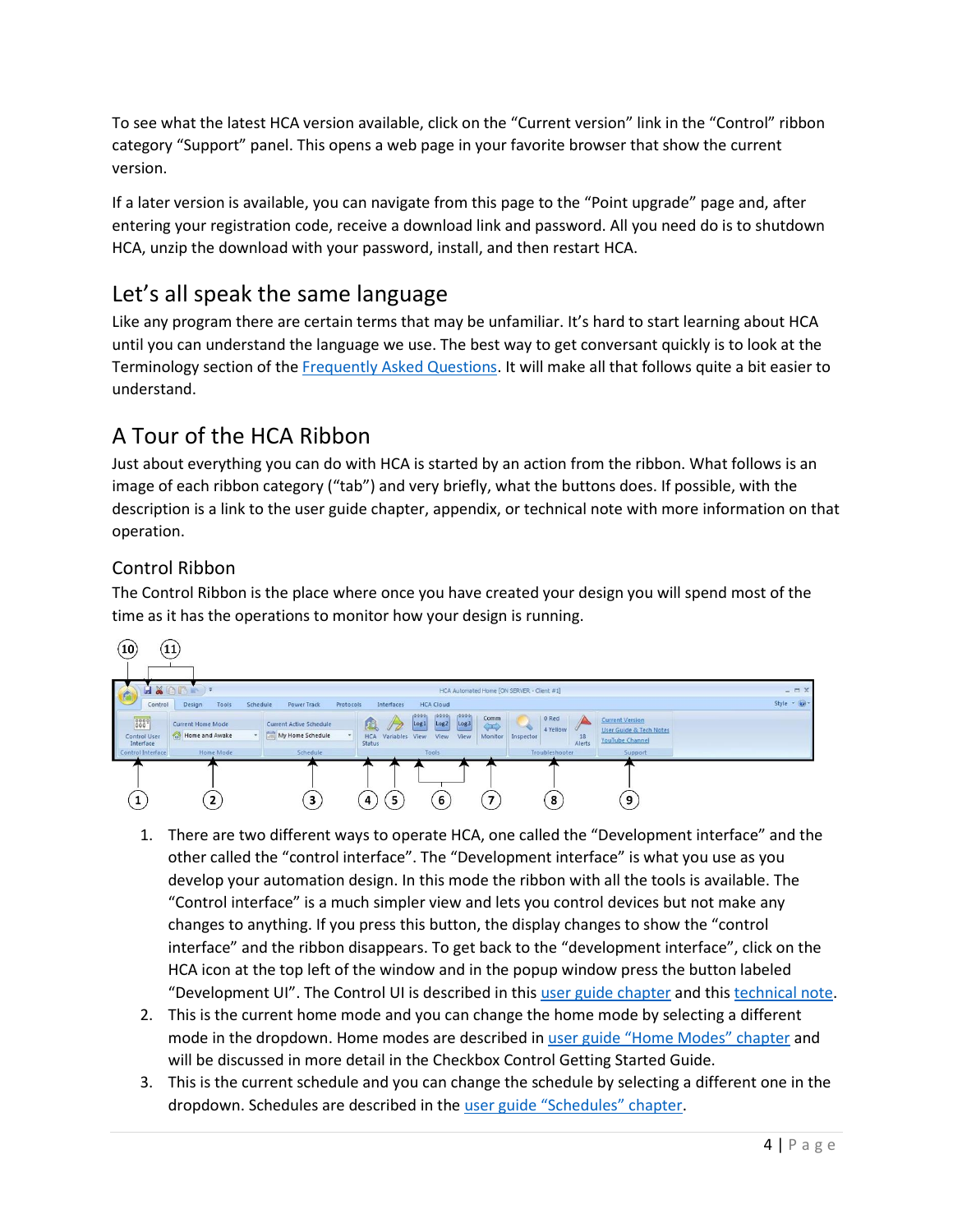To see what the latest HCA version available, click on the "Current version" link in the "Control" ribbon category "Support" panel. This opens a web page in your favorite browser that show the current version.

If a later version is available, you can navigate from this page to the "Point upgrade" page and, after entering your registration code, receive a download link and password. All you need do is to shutdown HCA, unzip the download with your password, install, and then restart HCA.

## Let's all speak the same language

Like any program there are certain terms that may be unfamiliar. It's hard to start learning about HCA until you can understand the language we use. The best way to get conversant quickly is to look at the Terminology section of the Frequently Asked Questions. It will make all that follows quite a bit easier to understand.

## A Tour of the HCA Ribbon

Just about everything you can do with HCA is started by an action from the ribbon. What follows is an image of each ribbon category ("tab") and very briefly, what the buttons does. If possible, with the description is a link to the user guide chapter, appendix, or technical note with more information on that operation.

### Control Ribbon

The Control Ribbon is the place where once you have created your design you will spend most of the time as it has the operations to monitor how your design is running.

1. There are two different ways to operate HCA, one called the "Development interface" and the other called the "control interface". The "Development interface" is what you use as you develop your automation design. In this mode the ribbon with all the tools is available. The "Control interface" is a much simpler view and lets you control devices but not make any changes to anything. If you press this button, the display changes to show the "control interface" and the ribbon disappears. To get back to the "development interface", click on the HCA icon at the top left of the window and in the popup window press the button labeled "Development UI". The Control UI is described in this user guide chapter and this technical note.
2. This is the current home mode and you can change the home mode by selecting a different mode in the dropdown. Home modes are described in user guide "Home Modes" chapter and will be discussed in more detail in the Checkbox Control Getting Started Guide.
3. This is the current schedule and you can change the schedule by selecting a different one in the dropdown. Schedules are described in the user guide "Schedules" chapter.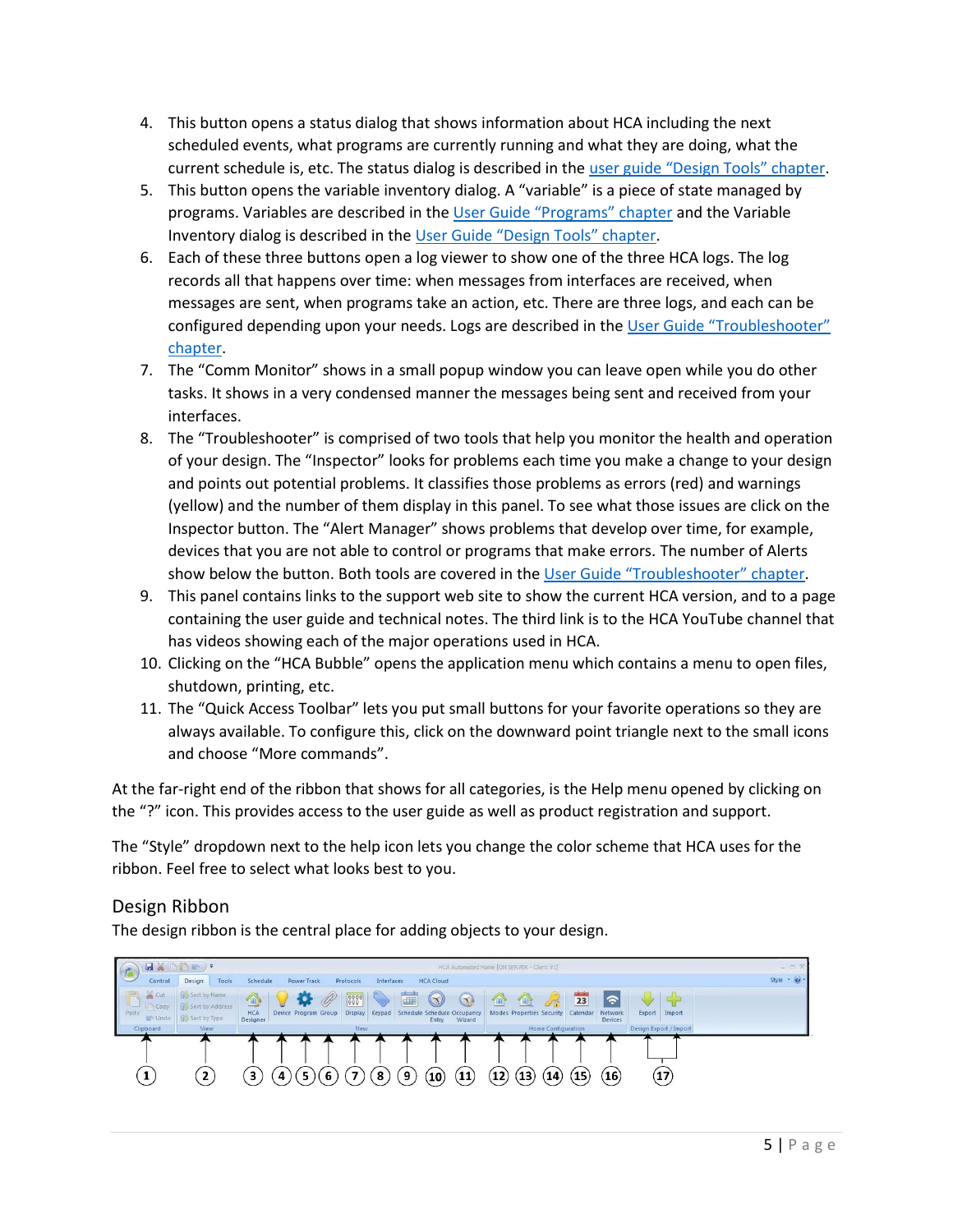4. This button opens a status dialog that shows information about HCA including the next scheduled events, what programs are currently running and what they are doing, what the current schedule is, etc. The status dialog is described in the user guide "Design Tools" chapter.
5. This button opens the variable inventory dialog. A "variable" is a piece of state managed by programs. Variables are described in the User Guide "Programs" chapter and the Variable Inventory dialog is described in the User Guide "Design Tools" chapter.
6. Each of these three buttons open a log viewer to show one of the three HCA logs. The log records all that happens over time: when messages from interfaces are received, when messages are sent, when programs take an action, etc. There are three logs, and each can be configured depending upon your needs. Logs are described in the User Guide "Troubleshooter" chapter.
7. The "Comm Monitor" shows in a small popup window you can leave open while you do other tasks. It shows in a very condensed manner the messages being sent and received from your interfaces.
8. The "Troubleshooter" is comprised of two tools that help you monitor the health and operation of your design. The "Inspector" looks for problems each time you make a change to your design and points out potential problems. It classifies those problems as errors (red) and warnings (yellow) and the number of them display in this panel. To see what those issues are click on the Inspector button. The "Alert Manager" shows problems that develop over time, for example, devices that you are not able to control or programs that make errors. The number of Alerts show below the button. Both tools are covered in the User Guide "Troubleshooter" chapter.
9. This panel contains links to the support web site to show the current HCA version, and to a page containing the user guide and technical notes. The third link is to the HCA YouTube channel that has videos showing each of the major operations used in HCA.
10. Clicking on the "HCA Bubble" opens the application menu which contains a menu to open files, shutdown, printing, etc.
11. The "Quick Access Toolbar" lets you put small buttons for your favorite operations so they are always available. To configure this, click on the downward point triangle next to the small icons and choose "More commands".

At the far-right end of the ribbon that shows for all categories, is the Help menu opened by clicking on the "?" icon. This provides access to the user guide as well as product registration and support.

The "Style" dropdown next to the help icon lets you change the color scheme that HCA uses for the ribbon. Feel free to select what looks best to you.

## Design Ribbon

The design ribbon is the central place for adding objects to your design.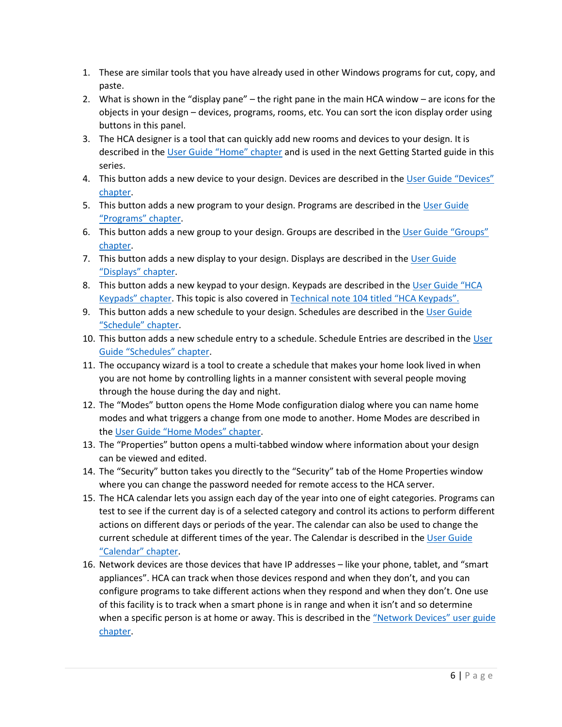1. These are similar tools that you have already used in other Windows programs for cut, copy, and paste.
2. What is shown in the "display pane" – the right pane in the main HCA window – are icons for the objects in your design – devices, programs, rooms, etc. You can sort the icon display order using buttons in this panel.
3. The HCA designer is a tool that can quickly add new rooms and devices to your design. It is described in the User Guide "Home" chapter and is used in the next Getting Started guide in this series.
4. This button adds a new device to your design. Devices are described in the User Guide "Devices" chapter.
5. This button adds a new program to your design. Programs are described in the User Guide "Programs" chapter.
6. This button adds a new group to your design. Groups are described in the User Guide "Groups" chapter.
7. This button adds a new display to your design. Displays are described in the User Guide "Displays" chapter.
8. This button adds a new keypad to your design. Keypads are described in the User Guide "HCA Keypads" chapter. This topic is also covered in Technical note 104 titled "HCA Keypads".
9. This button adds a new schedule to your design. Schedules are described in the User Guide "Schedule" chapter.
10. This button adds a new schedule entry to a schedule. Schedule Entries are described in the User Guide "Schedules" chapter.
11. The occupancy wizard is a tool to create a schedule that makes your home look lived in when you are not home by controlling lights in a manner consistent with several people moving through the house during the day and night.
12. The "Modes" button opens the Home Mode configuration dialog where you can name home modes and what triggers a change from one mode to another. Home Modes are described in the User Guide "Home Modes" chapter.
13. The "Properties" button opens a multi-tabbed window where information about your design can be viewed and edited.
14. The "Security" button takes you directly to the "Security" tab of the Home Properties window where you can change the password needed for remote access to the HCA server.
15. The HCA calendar lets you assign each day of the year into one of eight categories. Programs can test to see if the current day is of a selected category and control its actions to perform different actions on different days or periods of the year. The calendar can also be used to change the current schedule at different times of the year. The Calendar is described in the User Guide "Calendar" chapter.
16. Network devices are those devices that have IP addresses – like your phone, tablet, and "smart appliances". HCA can track when those devices respond and when they don't, and you can configure programs to take different actions when they respond and when they don't. One use of this facility is to track when a smart phone is in range and when it isn't and so determine when a specific person is at home or away. This is described in the "Network Devices" user guide chapter.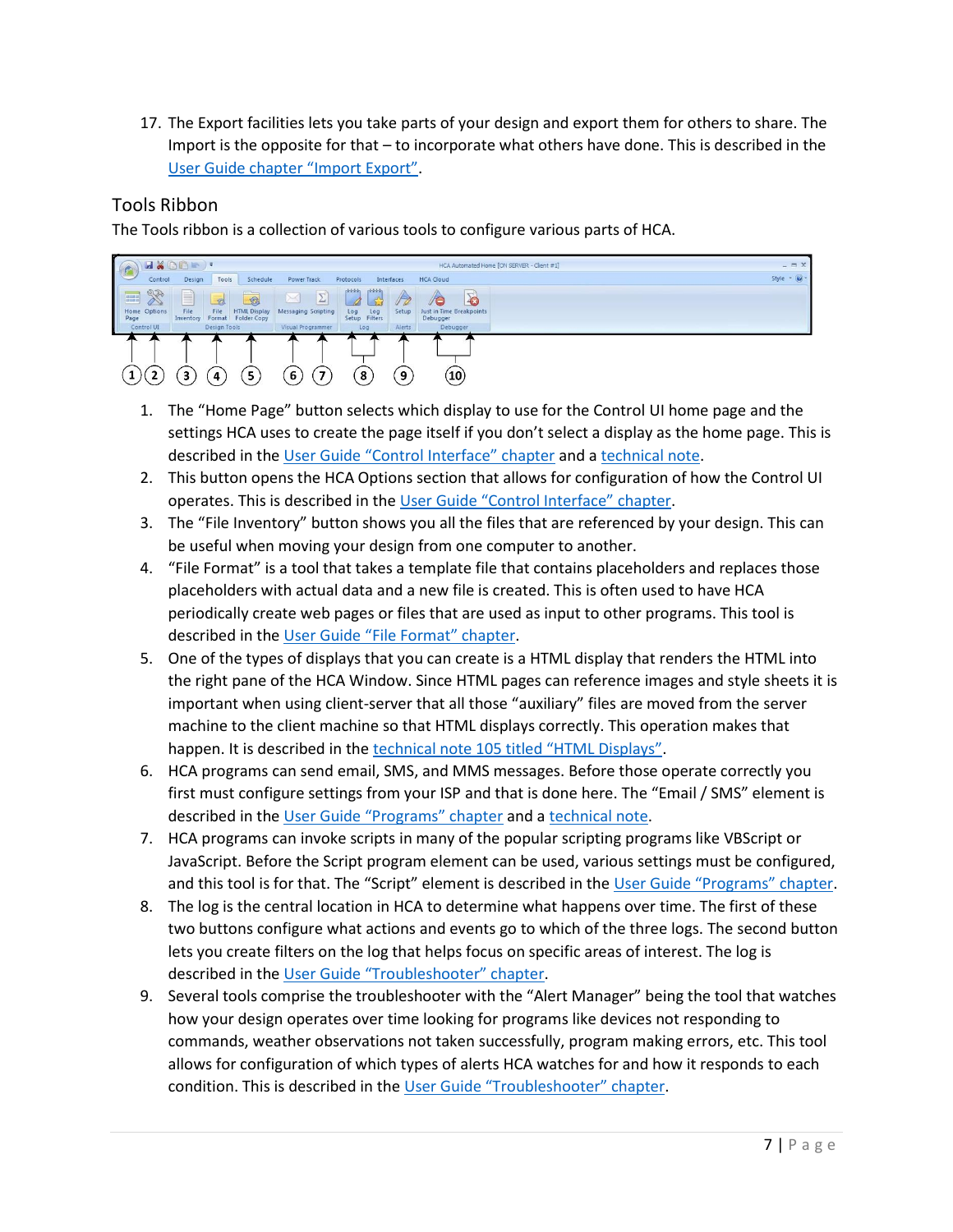17. The Export facilities lets you take parts of your design and export them for others to share. The Import is the opposite for that – to incorporate what others have done. This is described in the User Guide chapter "Import Export".

## Tools Ribbon

The Tools ribbon is a collection of various tools to configure various parts of HCA.

1. The "Home Page" button selects which display to use for the Control UI home page and the settings HCA uses to create the page itself if you don't select a display as the home page. This is described in the User Guide "Control Interface" chapter and a technical note.
2. This button opens the HCA Options section that allows for configuration of how the Control UI operates. This is described in the User Guide "Control Interface" chapter.
3. The "File Inventory" button shows you all the files that are referenced by your design. This can be useful when moving your design from one computer to another.
4. "File Format" is a tool that takes a template file that contains placeholders and replaces those placeholders with actual data and a new file is created. This is often used to have HCA periodically create web pages or files that are used as input to other programs. This tool is described in the User Guide "File Format" chapter.
5. One of the types of displays that you can create is a HTML display that renders the HTML into the right pane of the HCA Window. Since HTML pages can reference images and style sheets it is important when using client-server that all those "auxiliary" files are moved from the server machine to the client machine so that HTML displays correctly. This operation makes that happen. It is described in the technical note 105 titled "HTML Displays".
6. HCA programs can send email, SMS, and MMS messages. Before those operate correctly you first must configure settings from your ISP and that is done here. The "Email / SMS" element is described in the User Guide "Programs" chapter and a technical note.
7. HCA programs can invoke scripts in many of the popular scripting programs like VBScript or JavaScript. Before the Script program element can be used, various settings must be configured, and this tool is for that. The "Script" element is described in the User Guide "Programs" chapter.
8. The log is the central location in HCA to determine what happens over time. The first of these two buttons configure what actions and events go to which of the three logs. The second button lets you create filters on the log that helps focus on specific areas of interest. The log is described in the User Guide "Troubleshooter" chapter.
9. Several tools comprise the troubleshooter with the "Alert Manager" being the tool that watches how your design operates over time looking for programs like devices not responding to commands, weather observations not taken successfully, program making errors, etc. This tool allows for configuration of which types of alerts HCA watches for and how it responds to each condition. This is described in the User Guide "Troubleshooter" chapter.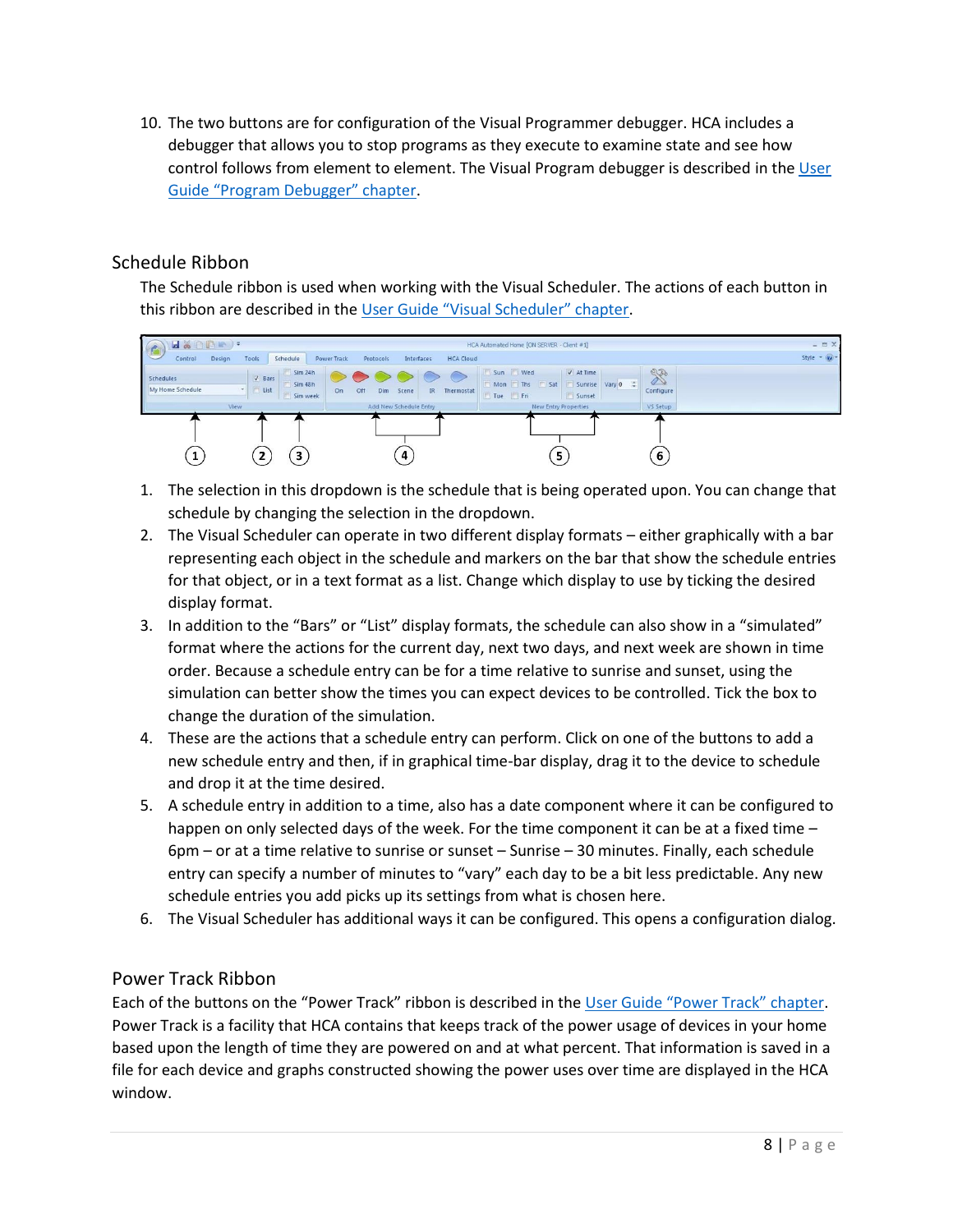10. The two buttons are for configuration of the Visual Programmer debugger. HCA includes a debugger that allows you to stop programs as they execute to examine state and see how control follows from element to element. The Visual Program debugger is described in the User Guide "Program Debugger" chapter.

## Schedule Ribbon

The Schedule ribbon is used when working with the Visual Scheduler. The actions of each button in this ribbon are described in the User Guide "Visual Scheduler" chapter.

1. The selection in this dropdown is the schedule that is being operated upon. You can change that schedule by changing the selection in the dropdown.
2. The Visual Scheduler can operate in two different display formats – either graphically with a bar representing each object in the schedule and markers on the bar that show the schedule entries for that object, or in a text format as a list. Change which display to use by ticking the desired display format.
3. In addition to the "Bars" or "List" display formats, the schedule can also show in a "simulated" format where the actions for the current day, next two days, and next week are shown in time order. Because a schedule entry can be for a time relative to sunrise and sunset, using the simulation can better show the times you can expect devices to be controlled. Tick the box to change the duration of the simulation.
4. These are the actions that a schedule entry can perform. Click on one of the buttons to add a new schedule entry and then, if in graphical time-bar display, drag it to the device to schedule and drop it at the time desired.
5. A schedule entry in addition to a time, also has a date component where it can be configured to happen on only selected days of the week. For the time component it can be at a fixed time – 6pm – or at a time relative to sunrise or sunset – Sunrise – 30 minutes. Finally, each schedule entry can specify a number of minutes to "vary" each day to be a bit less predictable. Any new schedule entries you add picks up its settings from what is chosen here.
6. The Visual Scheduler has additional ways it can be configured. This opens a configuration dialog.

## Power Track Ribbon

Each of the buttons on the "Power Track" ribbon is described in the User Guide "Power Track" chapter. Power Track is a facility that HCA contains that keeps track of the power usage of devices in your home based upon the length of time they are powered on and at what percent. That information is saved in a file for each device and graphs constructed showing the power uses over time are displayed in the HCA window.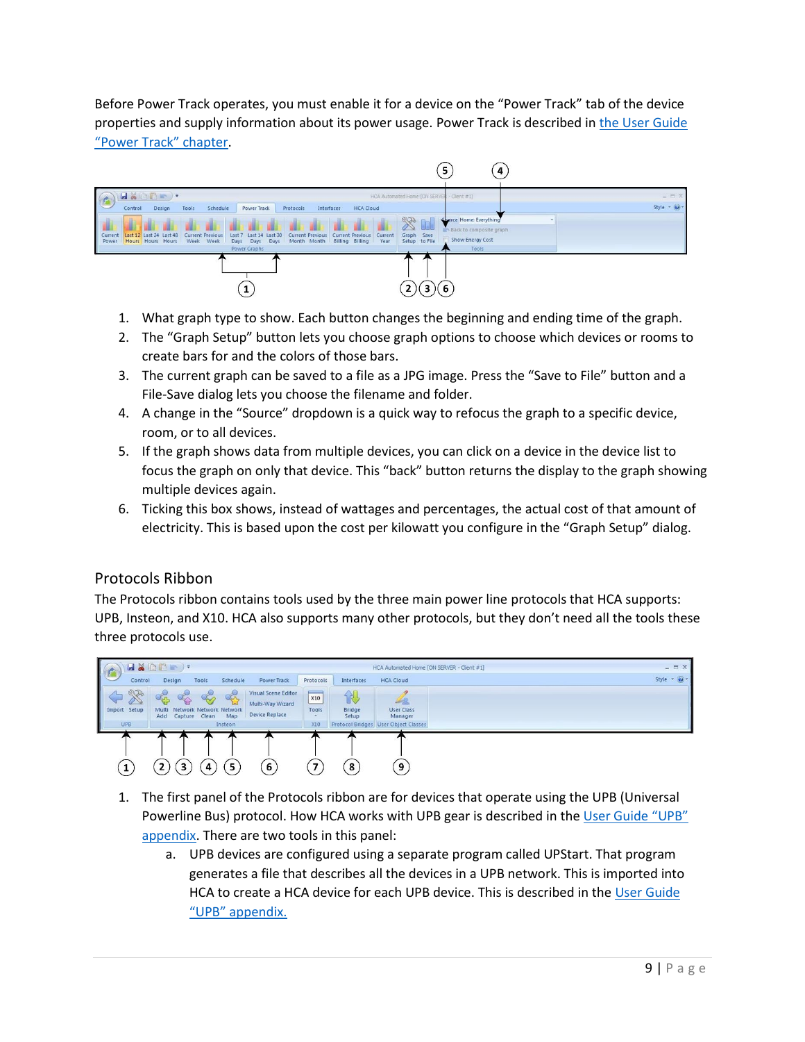Before Power Track operates, you must enable it for a device on the "Power Track" tab of the device properties and supply information about its power usage. Power Track is described in the User Guide "Power Track" chapter.

1. What graph type to show. Each button changes the beginning and ending time of the graph.
2. The "Graph Setup" button lets you choose graph options to choose which devices or rooms to create bars for and the colors of those bars.
3. The current graph can be saved to a file as a JPG image. Press the "Save to File" button and a File-Save dialog lets you choose the filename and folder.
4. A change in the "Source" dropdown is a quick way to refocus the graph to a specific device, room, or to all devices.
5. If the graph shows data from multiple devices, you can click on a device in the device list to focus the graph on only that device. This "back" button returns the display to the graph showing multiple devices again.
6. Ticking this box shows, instead of wattages and percentages, the actual cost of that amount of electricity. This is based upon the cost per kilowatt you configure in the "Graph Setup" dialog.

## Protocols Ribbon

The Protocols ribbon contains tools used by the three main power line protocols that HCA supports: UPB, Insteon, and X10. HCA also supports many other protocols, but they don't need all the tools these three protocols use.

1. The first panel of the Protocols ribbon are for devices that operate using the UPB (Universal Powerline Bus) protocol. How HCA works with UPB gear is described in the User Guide "UPB" appendix. There are two tools in this panel:
   a. UPB devices are configured using a separate program called UPStart. That program generates a file that describes all the devices in a UPB network. This is imported into HCA to create a HCA device for each UPB device. This is described in the User Guide "UPB" appendix.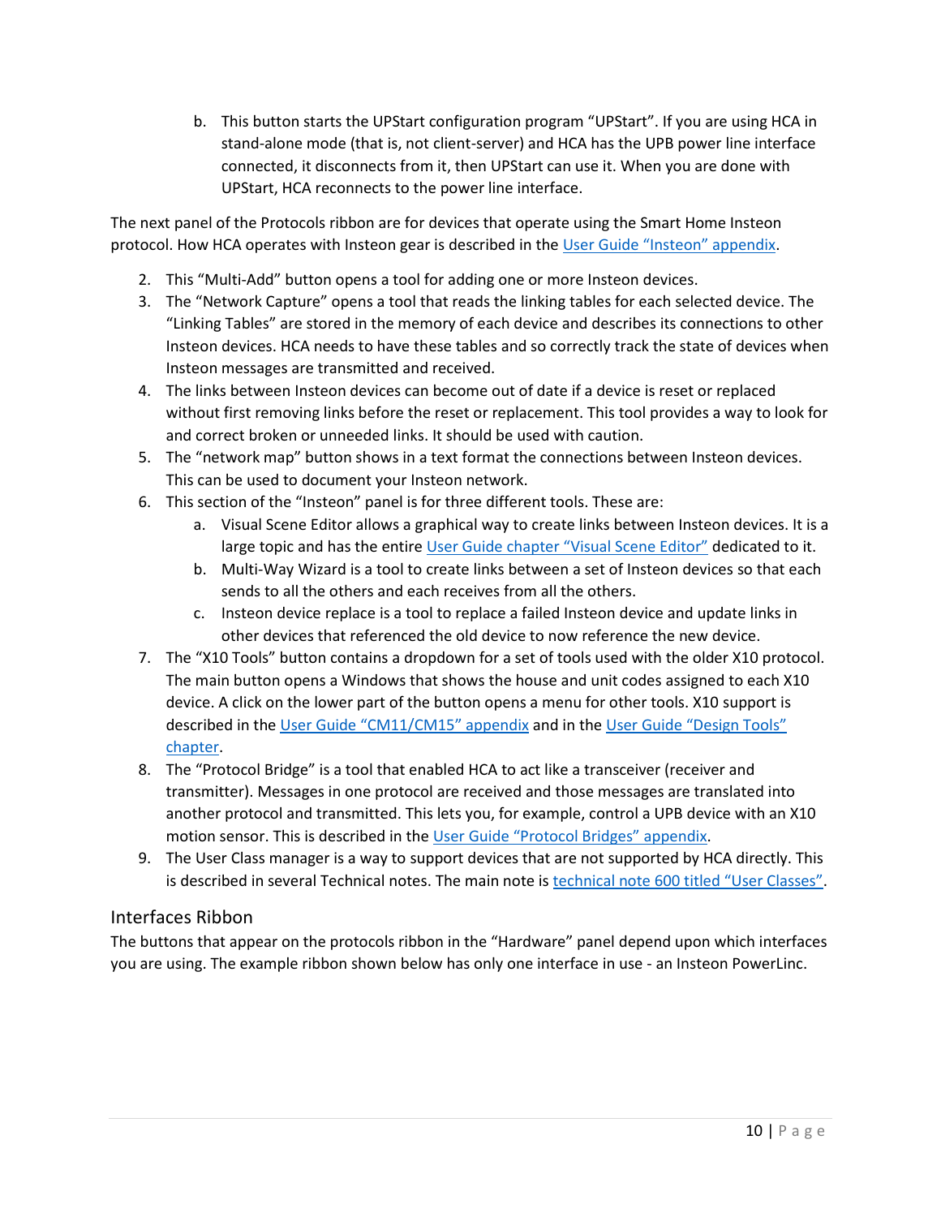b. This button starts the UPStart configuration program "UPStart". If you are using HCA in stand-alone mode (that is, not client-server) and HCA has the UPB power line interface connected, it disconnects from it, then UPStart can use it. When you are done with UPStart, HCA reconnects to the power line interface.

The next panel of the Protocols ribbon are for devices that operate using the Smart Home Insteon protocol. How HCA operates with Insteon gear is described in the User Guide "Insteon" appendix.

2. This "Multi-Add" button opens a tool for adding one or more Insteon devices.
3. The "Network Capture" opens a tool that reads the linking tables for each selected device. The "Linking Tables" are stored in the memory of each device and describes its connections to other Insteon devices. HCA needs to have these tables and so correctly track the state of devices when Insteon messages are transmitted and received.
4. The links between Insteon devices can become out of date if a device is reset or replaced without first removing links before the reset or replacement. This tool provides a way to look for and correct broken or unneeded links. It should be used with caution.
5. The "network map" button shows in a text format the connections between Insteon devices. This can be used to document your Insteon network.
6. This section of the "Insteon" panel is for three different tools. These are:
   a. Visual Scene Editor allows a graphical way to create links between Insteon devices. It is a large topic and has the entire User Guide chapter "Visual Scene Editor" dedicated to it.
   b. Multi-Way Wizard is a tool to create links between a set of Insteon devices so that each sends to all the others and each receives from all the others.
   c. Insteon device replace is a tool to replace a failed Insteon device and update links in other devices that referenced the old device to now reference the new device.
7. The "X10 Tools" button contains a dropdown for a set of tools used with the older X10 protocol. The main button opens a Windows that shows the house and unit codes assigned to each X10 device. A click on the lower part of the button opens a menu for other tools. X10 support is described in the User Guide "CM11/CM15" appendix and in the User Guide "Design Tools" chapter.
8. The "Protocol Bridge" is a tool that enabled HCA to act like a transceiver (receiver and transmitter). Messages in one protocol are received and those messages are translated into another protocol and transmitted. This lets you, for example, control a UPB device with an X10 motion sensor. This is described in the User Guide "Protocol Bridges" appendix.
9. The User Class manager is a way to support devices that are not supported by HCA directly. This is described in several Technical notes. The main note is technical note 600 titled "User Classes".

## Interfaces Ribbon

The buttons that appear on the protocols ribbon in the "Hardware" panel depend upon which interfaces you are using. The example ribbon shown below has only one interface in use - an Insteon PowerLinc.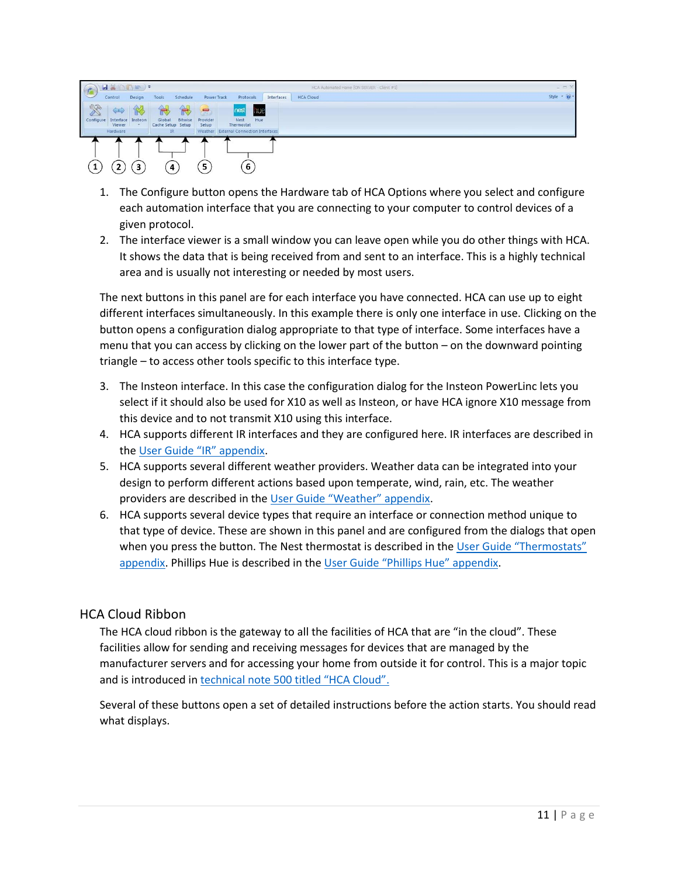1. The Configure button opens the Hardware tab of HCA Options where you select and configure each automation interface that you are connecting to your computer to control devices of a given protocol.
2. The interface viewer is a small window you can leave open while you do other things with HCA. It shows the data that is being received from and sent to an interface. This is a highly technical area and is usually not interesting or needed by most users.

The next buttons in this panel are for each interface you have connected. HCA can use up to eight different interfaces simultaneously. In this example there is only one interface in use. Clicking on the button opens a configuration dialog appropriate to that type of interface. Some interfaces have a menu that you can access by clicking on the lower part of the button – on the downward pointing triangle – to access other tools specific to this interface type.

3. The Insteon interface. In this case the configuration dialog for the Insteon PowerLinc lets you select if it should also be used for X10 as well as Insteon, or have HCA ignore X10 message from this device and to not transmit X10 using this interface.
4. HCA supports different IR interfaces and they are configured here. IR interfaces are described in the User Guide "IR" appendix.
5. HCA supports several different weather providers. Weather data can be integrated into your design to perform different actions based upon temperate, wind, rain, etc. The weather providers are described in the User Guide "Weather" appendix.
6. HCA supports several device types that require an interface or connection method unique to that type of device. These are shown in this panel and are configured from the dialogs that open when you press the button. The Nest thermostat is described in the User Guide "Thermostats" appendix. Phillips Hue is described in the User Guide "Phillips Hue" appendix.

## HCA Cloud Ribbon

The HCA cloud ribbon is the gateway to all the facilities of HCA that are "in the cloud". These facilities allow for sending and receiving messages for devices that are managed by the manufacturer servers and for accessing your home from outside it for control. This is a major topic and is introduced in technical note 500 titled "HCA Cloud".

Several of these buttons open a set of detailed instructions before the action starts. You should read what displays.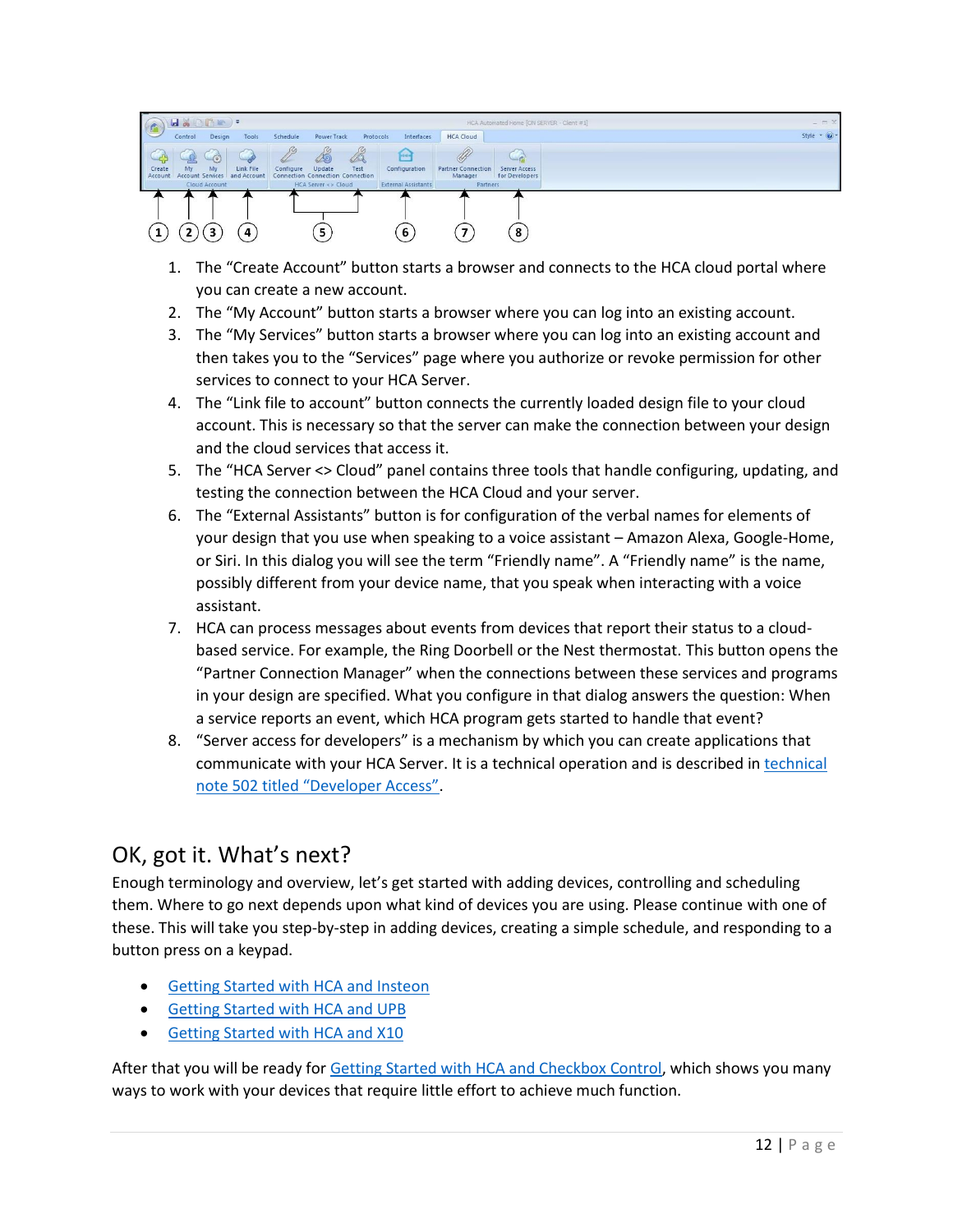1. The "Create Account" button starts a browser and connects to the HCA cloud portal where you can create a new account.
2. The "My Account" button starts a browser where you can log into an existing account.
3. The "My Services" button starts a browser where you can log into an existing account and then takes you to the "Services" page where you authorize or revoke permission for other services to connect to your HCA Server.
4. The "Link file to account" button connects the currently loaded design file to your cloud account. This is necessary so that the server can make the connection between your design and the cloud services that access it.
5. The "HCA Server <> Cloud" panel contains three tools that handle configuring, updating, and testing the connection between the HCA Cloud and your server.
6. The "External Assistants" button is for configuration of the verbal names for elements of your design that you use when speaking to a voice assistant – Amazon Alexa, Google-Home, or Siri. In this dialog you will see the term "Friendly name". A "Friendly name" is the name, possibly different from your device name, that you speak when interacting with a voice assistant.
7. HCA can process messages about events from devices that report their status to a cloud-based service. For example, the Ring Doorbell or the Nest thermostat. This button opens the "Partner Connection Manager" when the connections between these services and programs in your design are specified. What you configure in that dialog answers the question: When a service reports an event, which HCA program gets started to handle that event?
8. "Server access for developers" is a mechanism by which you can create applications that communicate with your HCA Server. It is a technical operation and is described in technical note 502 titled "Developer Access".

## OK, got it. What's next?

Enough terminology and overview, let's get started with adding devices, controlling and scheduling them. Where to go next depends upon what kind of devices you are using. Please continue with one of these. This will take you step-by-step in adding devices, creating a simple schedule, and responding to a button press on a keypad.

- Getting Started with HCA and Insteon
- Getting Started with HCA and UPB
- Getting Started with HCA and X10

After that you will be ready for Getting Started with HCA and Checkbox Control, which shows you many ways to work with your devices that require little effort to achieve much function.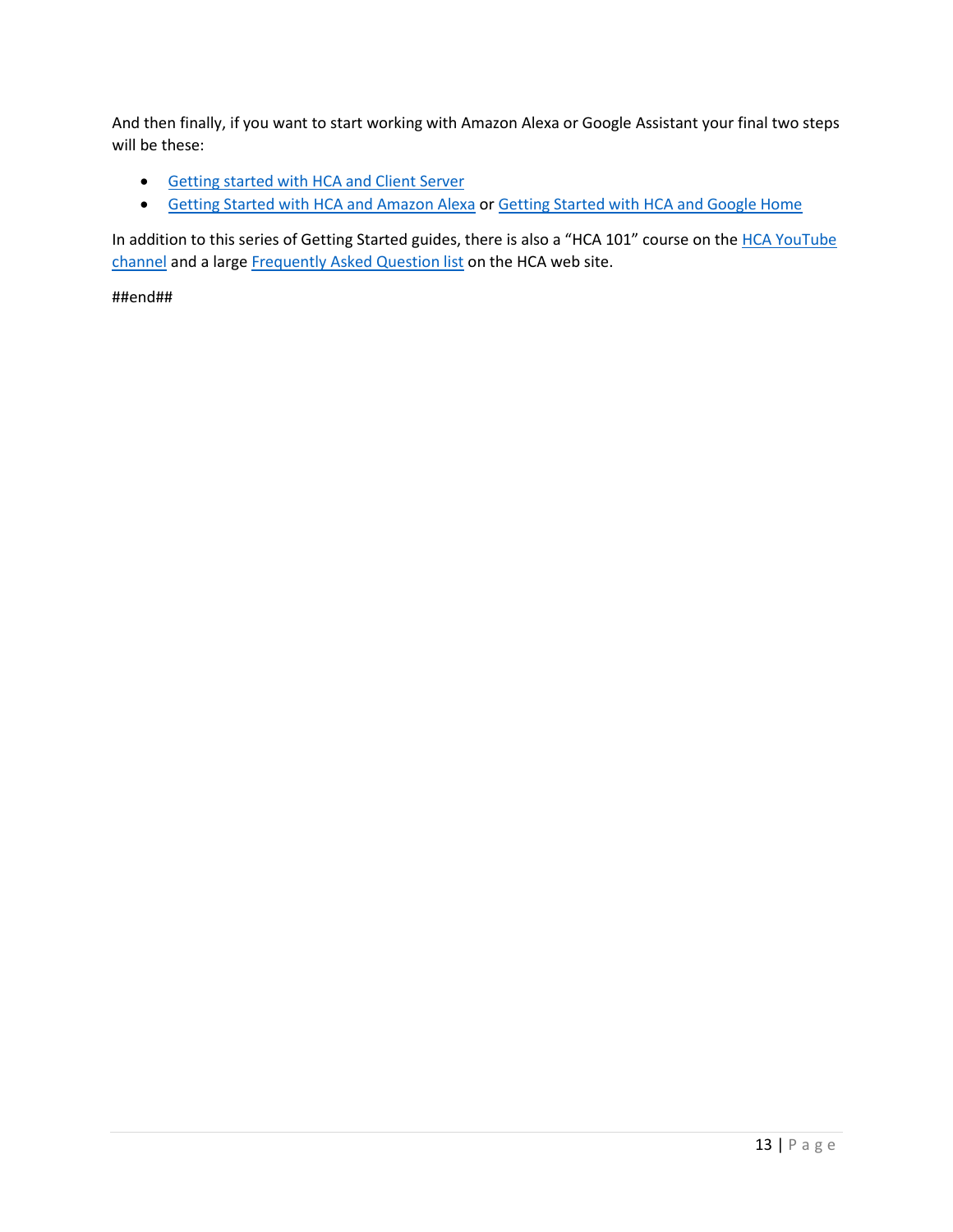And then finally, if you want to start working with Amazon Alexa or Google Assistant your final two steps will be these:

- Getting started with HCA and Client Server
- Getting Started with HCA and Amazon Alexa or Getting Started with HCA and Google Home

In addition to this series of Getting Started guides, there is also a “HCA 101” course on the HCA YouTube channel and a large Frequently Asked Question list on the HCA web site.

##end##